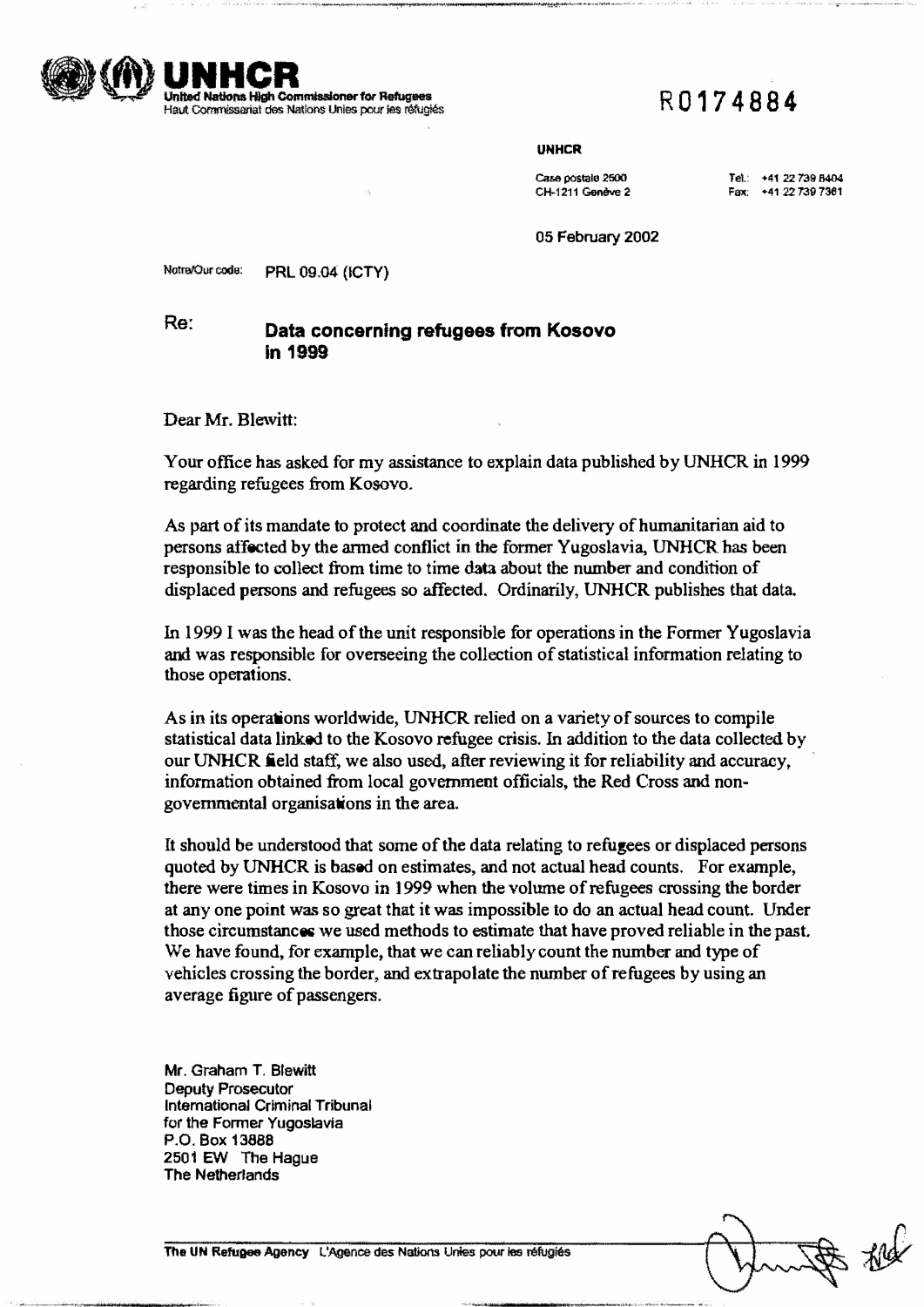**UNHCR**
United Nations High Commissioner for Refugees
Haut Commissariat des Nations Unies pour les réfugiés

R0174884

**UNHCR**

Case postale 2500
CH-1211 Genève 2

Tel.: +41 22 739 8404
Fax: +41 22 739 7361

05 February 2002

Notre/Our code: PRL 09.04 (ICTY)

Re: **Data concerning refugees from Kosovo in 1999**

Dear Mr. Blewitt:

Your office has asked for my assistance to explain data published by UNHCR in 1999 regarding refugees from Kosovo.

As part of its mandate to protect and coordinate the delivery of humanitarian aid to persons affected by the armed conflict in the former Yugoslavia, UNHCR has been responsible to collect from time to time data about the number and condition of displaced persons and refugees so affected. Ordinarily, UNHCR publishes that data.

In 1999 I was the head of the unit responsible for operations in the Former Yugoslavia and was responsible for overseeing the collection of statistical information relating to those operations.

As in its operations worldwide, UNHCR relied on a variety of sources to compile statistical data linked to the Kosovo refugee crisis. In addition to the data collected by our UNHCR field staff, we also used, after reviewing it for reliability and accuracy, information obtained from local government officials, the Red Cross and non-governmental organisations in the area.

It should be understood that some of the data relating to refugees or displaced persons quoted by UNHCR is based on estimates, and not actual head counts. For example, there were times in Kosovo in 1999 when the volume of refugees crossing the border at any one point was so great that it was impossible to do an actual head count. Under those circumstances we used methods to estimate that have proved reliable in the past. We have found, for example, that we can reliably count the number and type of vehicles crossing the border, and extrapolate the number of refugees by using an average figure of passengers.

Mr. Graham T. Blewitt
Deputy Prosecutor
International Criminal Tribunal
for the Former Yugoslavia
P.O. Box 13888
2501 EW The Hague
The Netherlands

The UN Refugee Agency L'Agence des Nations Unies pour les réfugiés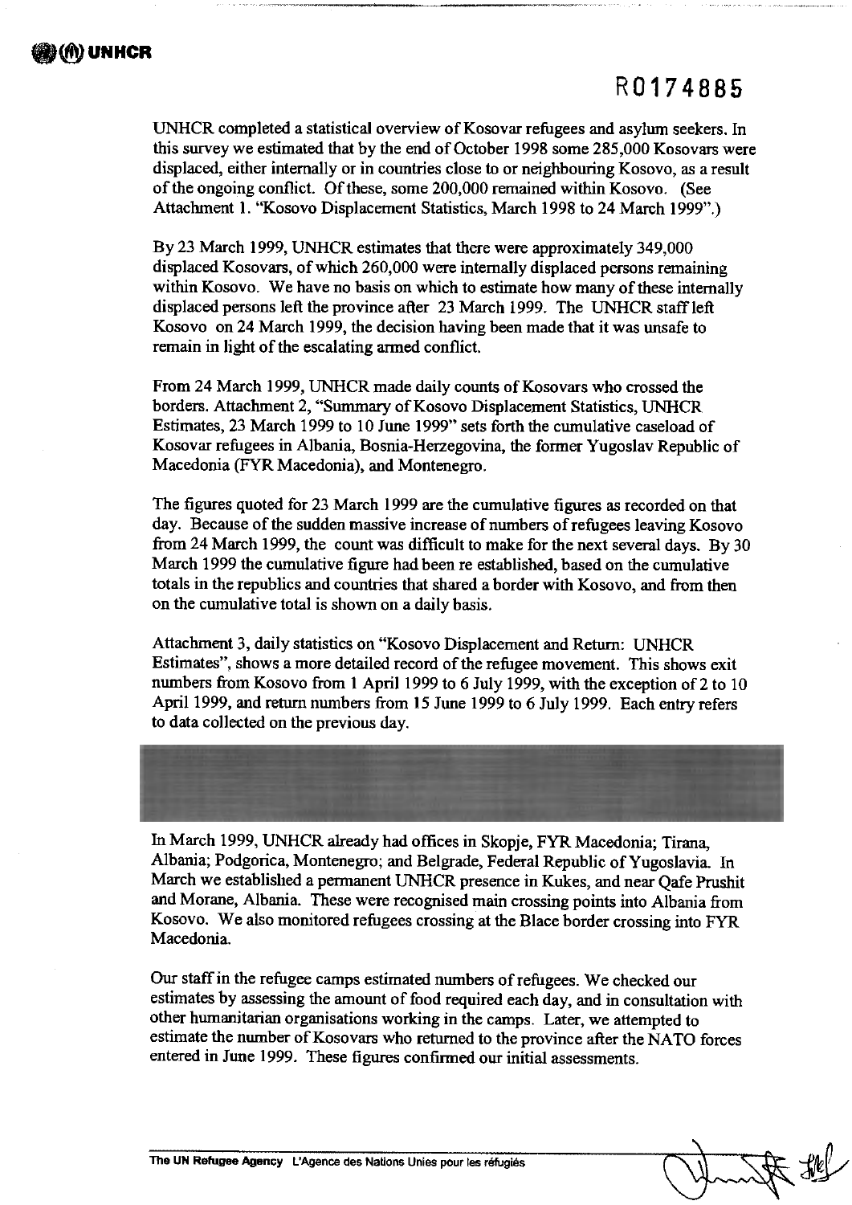R0174885

UNHCR completed a statistical overview of Kosovar refugees and asylum seekers. In this survey we estimated that by the end of October 1998 some 285,000 Kosovars were displaced, either internally or in countries close to or neighbouring Kosovo, as a result of the ongoing conflict. Of these, some 200,000 remained within Kosovo. (See Attachment 1. "Kosovo Displacement Statistics, March 1998 to 24 March 1999".)

By 23 March 1999, UNHCR estimates that there were approximately 349,000 displaced Kosovars, of which 260,000 were internally displaced persons remaining within Kosovo. We have no basis on which to estimate how many of these internally displaced persons left the province after 23 March 1999. The UNHCR staff left Kosovo on 24 March 1999, the decision having been made that it was unsafe to remain in light of the escalating armed conflict.

From 24 March 1999, UNHCR made daily counts of Kosovars who crossed the borders. Attachment 2, "Summary of Kosovo Displacement Statistics, UNHCR Estimates, 23 March 1999 to 10 June 1999" sets forth the cumulative caseload of Kosovar refugees in Albania, Bosnia-Herzegovina, the former Yugoslav Republic of Macedonia (FYR Macedonia), and Montenegro.

The figures quoted for 23 March 1999 are the cumulative figures as recorded on that day. Because of the sudden massive increase of numbers of refugees leaving Kosovo from 24 March 1999, the count was difficult to make for the next several days. By 30 March 1999 the cumulative figure had been re established, based on the cumulative totals in the republics and countries that shared a border with Kosovo, and from then on the cumulative total is shown on a daily basis.

Attachment 3, daily statistics on "Kosovo Displacement and Return: UNHCR Estimates", shows a more detailed record of the refugee movement. This shows exit numbers from Kosovo from 1 April 1999 to 6 July 1999, with the exception of 2 to 10 April 1999, and return numbers from 15 June 1999 to 6 July 1999. Each entry refers to data collected on the previous day.

In March 1999, UNHCR already had offices in Skopje, FYR Macedonia; Tirana, Albania; Podgorica, Montenegro; and Belgrade, Federal Republic of Yugoslavia. In March we established a permanent UNHCR presence in Kukes, and near Qafe Prushit and Morane, Albania. These were recognised main crossing points into Albania from Kosovo. We also monitored refugees crossing at the Blace border crossing into FYR Macedonia.

Our staff in the refugee camps estimated numbers of refugees. We checked our estimates by assessing the amount of food required each day, and in consultation with other humanitarian organisations working in the camps. Later, we attempted to estimate the number of Kosovars who returned to the province after the NATO forces entered in June 1999. These figures confirmed our initial assessments.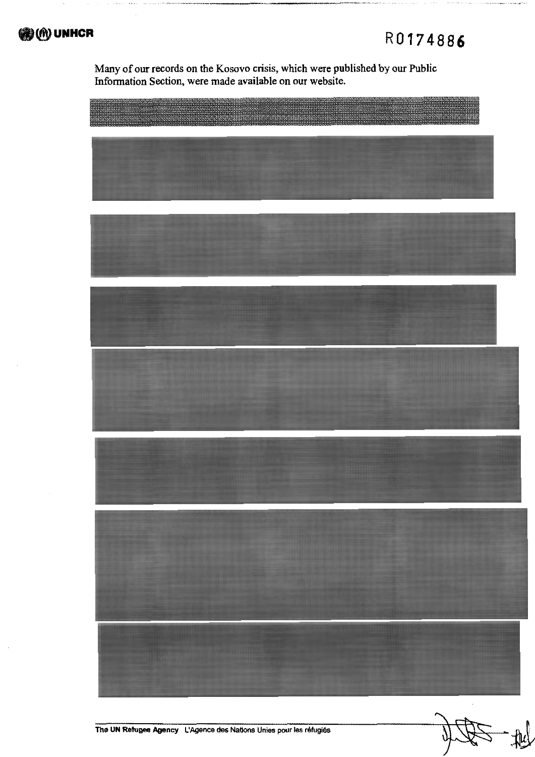Many of our records on the Kosovo crisis, which were published by our Public Information Section, were made available on our website.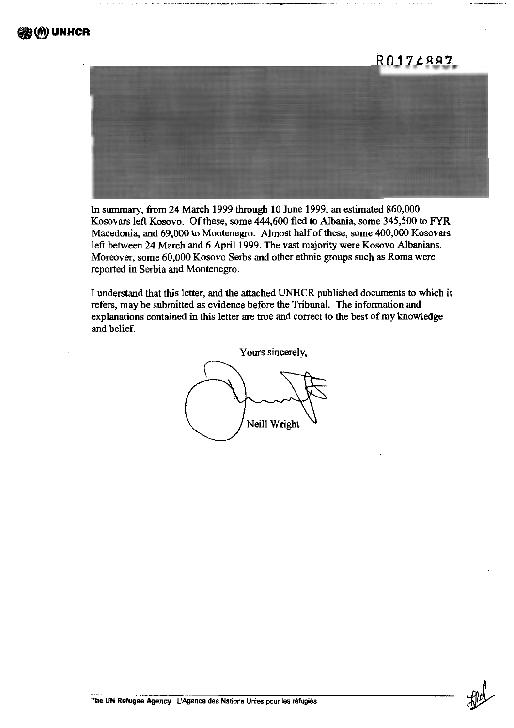R0174887

In summary, from 24 March 1999 through 10 June 1999, an estimated 860,000 Kosovars left Kosovo. Of these, some 444,600 fled to Albania, some 345,500 to FYR Macedonia, and 69,000 to Montenegro. Almost half of these, some 400,000 Kosovars left between 24 March and 6 April 1999. The vast majority were Kosovo Albanians. Moreover, some 60,000 Kosovo Serbs and other ethnic groups such as Roma were reported in Serbia and Montenegro.

I understand that this letter, and the attached UNHCR published documents to which it refers, may be submitted as evidence before the Tribunal. The information and explanations contained in this letter are true and correct to the best of my knowledge and belief.

Yours sincerely,

Neill Wright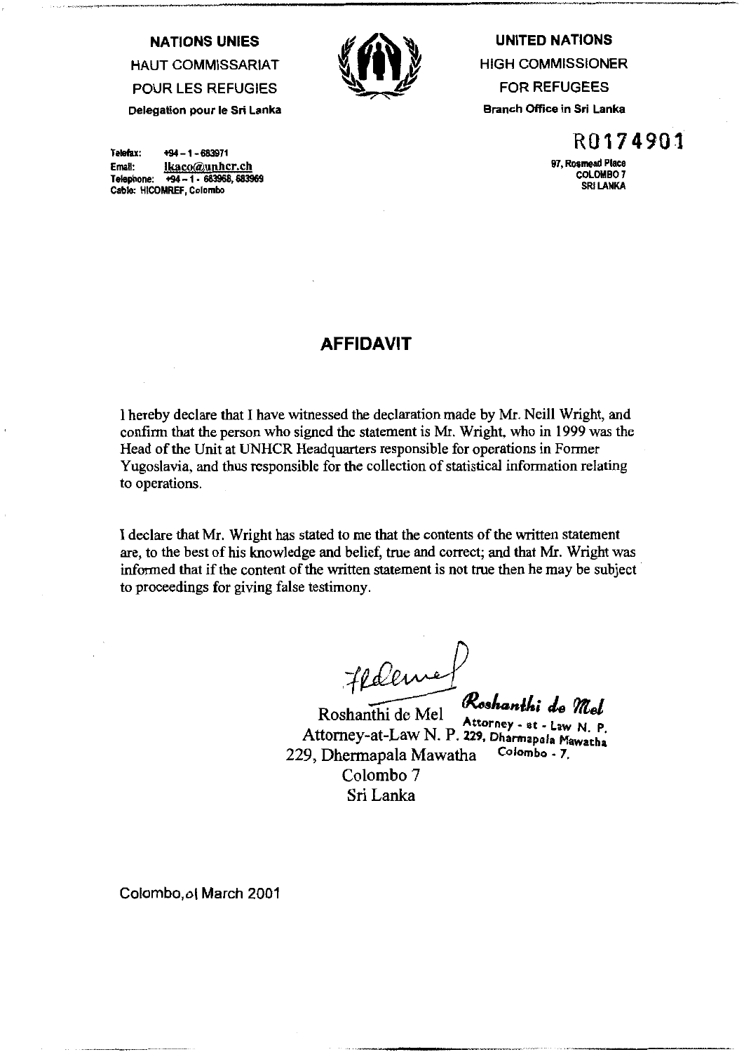**NATIONS UNIES**
HAUT COMMISSARIAT
POUR LES REFUGIES
Delegation pour le Sri Lanka

**UNITED NATIONS**
HIGH COMMISSIONER
FOR REFUGEES
Branch Office in Sri Lanka

Telefax: +94 – 1 – 683971
Email: lkaco@unhcr.ch
Telephone: +94 – 1 - 683968, 683969
Cable: HICOMREF, Colombo

R0174901

97, Rosmead Place
COLOMBO 7
SRI LANKA

## AFFIDAVIT

I hereby declare that I have witnessed the declaration made by Mr. Neill Wright, and confirm that the person who signed the statement is Mr. Wright, who in 1999 was the Head of the Unit at UNHCR Headquarters responsible for operations in Former Yugoslavia, and thus responsible for the collection of statistical information relating to operations.

I declare that Mr. Wright has stated to me that the contents of the written statement are, to the best of his knowledge and belief, true and correct; and that Mr. Wright was informed that if the content of the written statement is not true then he may be subject to proceedings for giving false testimony.

Roshanthi de Mel
Attorney-at-Law N. P.
229, Dhermapala Mawatha
Colombo 7
Sri Lanka

*Roshanthi de Mel*
Attorney - at - Law N. P.
229, Dharmapala Mawatha
Colombo - 7.

Colombo, 01 March 2001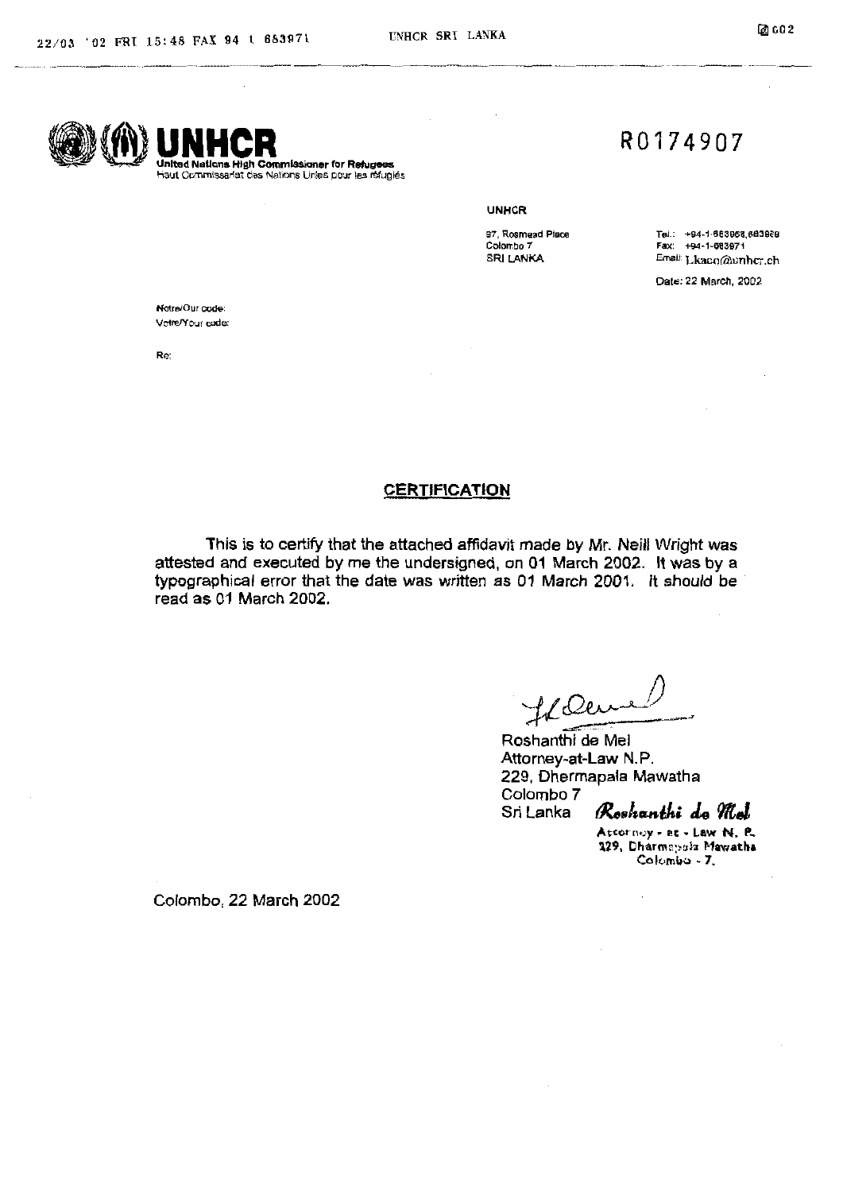**UNHCR**
United Nations High Commissioner for Refugees
Haut Commissariat des Nations Unies pour les réfugiés

R0174907

**UNHCR**

97, Rosmead Place
Colombo 7
SRI LANKA

Tel.: +94-1-683968,683969
Fax: +94-1-683971
Email: Lkaco@unhcr.ch

Date: 22 March, 2002

Notre/Our code:
Votre/Your code:

Re:

## CERTIFICATION

This is to certify that the attached affidavit made by Mr. Neill Wright was attested and executed by me the undersigned, on 01 March 2002. It was by a typographical error that the date was written as 01 March 2001. It should be read as 01 March 2002.

Roshanthi de Mel
Attorney-at-Law N.P.
229, Dhermapala Mawatha
Colombo 7
Sri Lanka

*Roshanthi de Mel*
Attorney - at - Law N. P.
229, Dharmapala Mawatha
Colombo - 7.

Colombo, 22 March 2002